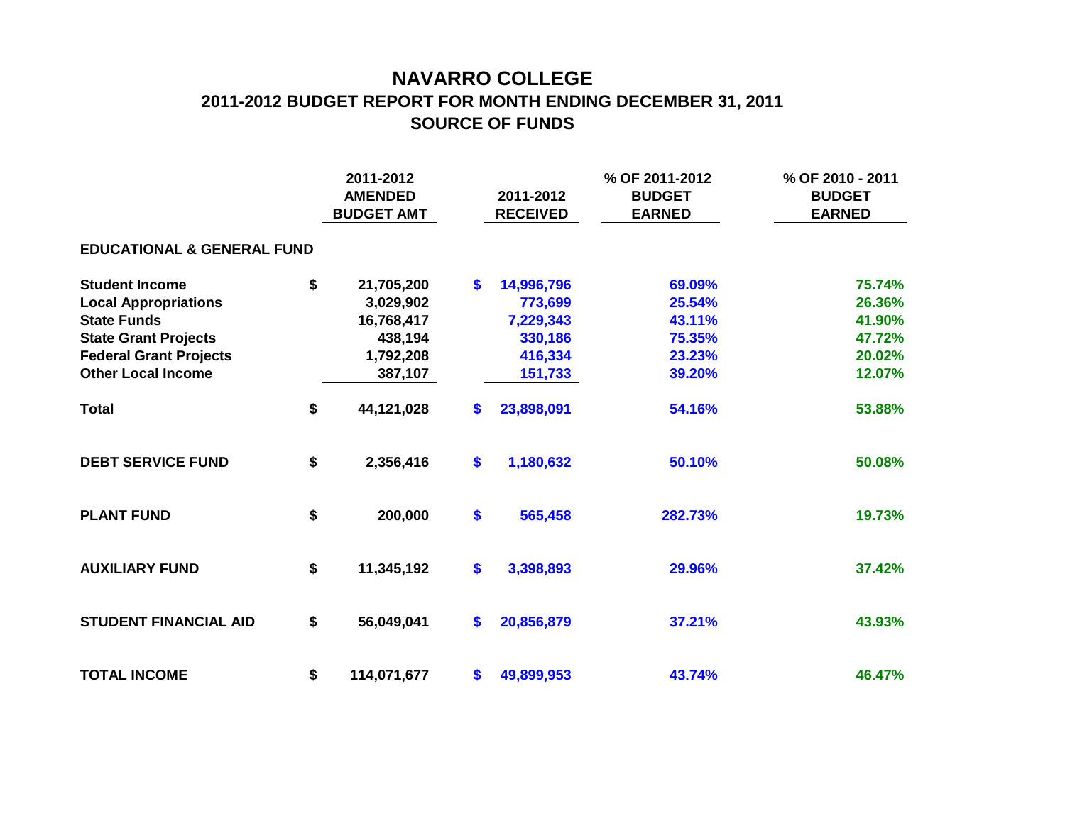# NAVARRO COLLEGE

## 2011-2012 BUDGET REPORT FOR MONTH ENDING DECEMBER 31, 2011

## SOURCE OF FUNDS

| | 2011-2012 AMENDED BUDGET AMT | 2011-2012 RECEIVED | % OF 2011-2012 BUDGET EARNED | % OF 2010 - 2011 BUDGET EARNED |
|---|---|---|---|---|
| **EDUCATIONAL & GENERAL FUND** | | | | |
| **Student Income** | $ 21,705,200 | $ 14,996,796 | 69.09% | 75.74% |
| **Local Appropriations** | 3,029,902 | 773,699 | 25.54% | 26.36% |
| **State Funds** | 16,768,417 | 7,229,343 | 43.11% | 41.90% |
| **State Grant Projects** | 438,194 | 330,186 | 75.35% | 47.72% |
| **Federal Grant Projects** | 1,792,208 | 416,334 | 23.23% | 20.02% |
| **Other Local Income** | 387,107 | 151,733 | 39.20% | 12.07% |
| **Total** | $ 44,121,028 | $ 23,898,091 | 54.16% | 53.88% |
| **DEBT SERVICE FUND** | $ 2,356,416 | $ 1,180,632 | 50.10% | 50.08% |
| **PLANT FUND** | $ 200,000 | $ 565,458 | 282.73% | 19.73% |
| **AUXILIARY FUND** | $ 11,345,192 | $ 3,398,893 | 29.96% | 37.42% |
| **STUDENT FINANCIAL AID** | $ 56,049,041 | $ 20,856,879 | 37.21% | 43.93% |
| **TOTAL INCOME** | $ 114,071,677 | $ 49,899,953 | 43.74% | 46.47% |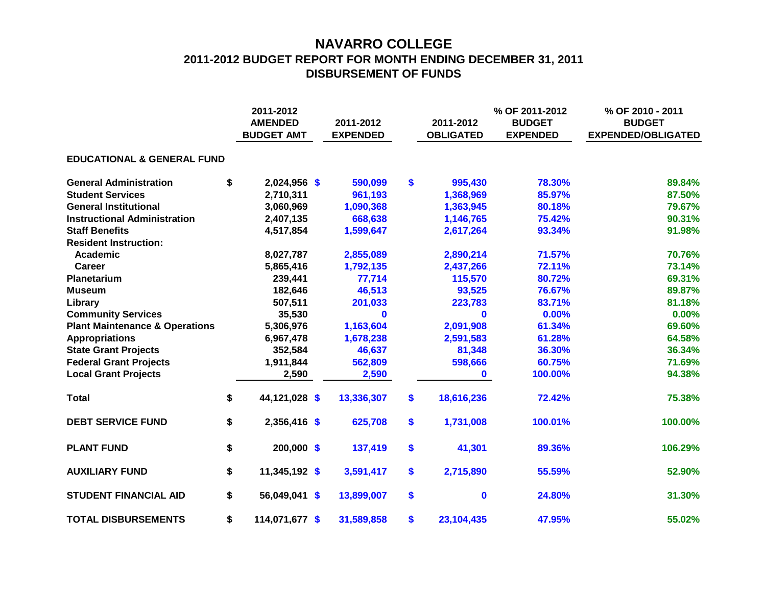# NAVARRO COLLEGE
## 2011-2012 BUDGET REPORT FOR MONTH ENDING DECEMBER 31, 2011
## DISBURSEMENT OF FUNDS

| | 2011-2012 AMENDED BUDGET AMT | 2011-2012 EXPENDED | 2011-2012 OBLIGATED | % OF 2011-2012 BUDGET EXPENDED | % OF 2010 - 2011 BUDGET EXPENDED/OBLIGATED |
|---|---|---|---|---|---|
| **EDUCATIONAL & GENERAL FUND** | | | | | |
| **General Administration** | $ 2,024,956 | $ 590,099 | $ 995,430 | 78.30% | 89.84% |
| **Student Services** | 2,710,311 | 961,193 | 1,368,969 | 85.97% | 87.50% |
| **General Institutional** | 3,060,969 | 1,090,368 | 1,363,945 | 80.18% | 79.67% |
| **Instructional Administration** | 2,407,135 | 668,638 | 1,146,765 | 75.42% | 90.31% |
| **Staff Benefits** | 4,517,854 | 1,599,647 | 2,617,264 | 93.34% | 91.98% |
| **Resident Instruction:** | | | | | |
| **Academic** | 8,027,787 | 2,855,089 | 2,890,214 | 71.57% | 70.76% |
| **Career** | 5,865,416 | 1,792,135 | 2,437,266 | 72.11% | 73.14% |
| **Planetarium** | 239,441 | 77,714 | 115,570 | 80.72% | 69.31% |
| **Museum** | 182,646 | 46,513 | 93,525 | 76.67% | 89.87% |
| **Library** | 507,511 | 201,033 | 223,783 | 83.71% | 81.18% |
| **Community Services** | 35,530 | 0 | 0 | 0.00% | 0.00% |
| **Plant Maintenance & Operations** | 5,306,976 | 1,163,604 | 2,091,908 | 61.34% | 69.60% |
| **Appropriations** | 6,967,478 | 1,678,238 | 2,591,583 | 61.28% | 64.58% |
| **State Grant Projects** | 352,584 | 46,637 | 81,348 | 36.30% | 36.34% |
| **Federal Grant Projects** | 1,911,844 | 562,809 | 598,666 | 60.75% | 71.69% |
| **Local Grant Projects** | 2,590 | 2,590 | 0 | 100.00% | 94.38% |
| **Total** | $ 44,121,028 | $ 13,336,307 | $ 18,616,236 | 72.42% | 75.38% |
| **DEBT SERVICE FUND** | $ 2,356,416 | $ 625,708 | $ 1,731,008 | 100.01% | 100.00% |
| **PLANT FUND** | $ 200,000 | $ 137,419 | $ 41,301 | 89.36% | 106.29% |
| **AUXILIARY FUND** | $ 11,345,192 | $ 3,591,417 | $ 2,715,890 | 55.59% | 52.90% |
| **STUDENT FINANCIAL AID** | $ 56,049,041 | $ 13,899,007 | $ 0 | 24.80% | 31.30% |
| **TOTAL DISBURSEMENTS** | $ 114,071,677 | $ 31,589,858 | $ 23,104,435 | 47.95% | 55.02% |